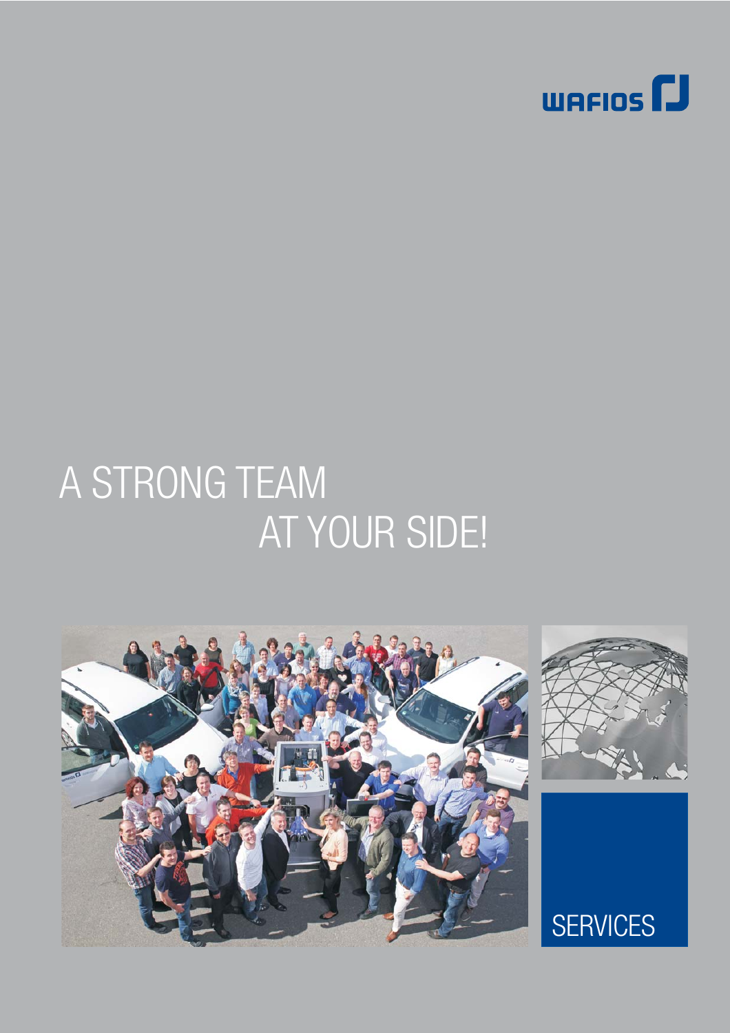WAFIOS

# A STRONG TEAM AT YOUR SIDE!

SERVICES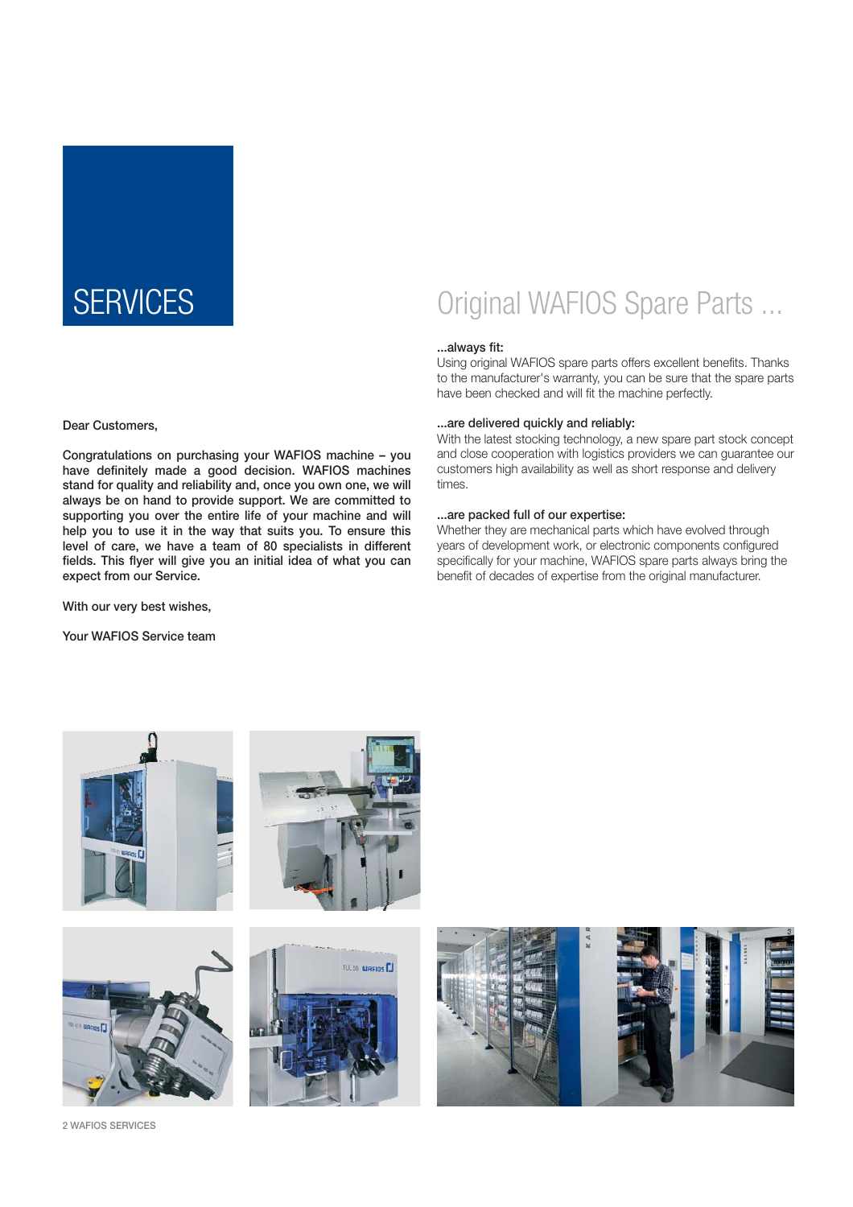# SERVICES

Dear Customers,

Congratulations on purchasing your WAFIOS machine – you have definitely made a good decision. WAFIOS machines stand for quality and reliability and, once you own one, we will always be on hand to provide support. We are committed to supporting you over the entire life of your machine and will help you to use it in the way that suits you. To ensure this level of care, we have a team of 80 specialists in different fields. This flyer will give you an initial idea of what you can expect from our Service.

With our very best wishes,

Your WAFIOS Service team

## Original WAFIOS Spare Parts ...

**...always fit:**
Using original WAFIOS spare parts offers excellent benefits. Thanks to the manufacturer's warranty, you can be sure that the spare parts have been checked and will fit the machine perfectly.

**...are delivered quickly and reliably:**
With the latest stocking technology, a new spare part stock concept and close cooperation with logistics providers we can guarantee our customers high availability as well as short response and delivery times.

**...are packed full of our expertise:**
Whether they are mechanical parts which have evolved through years of development work, or electronic components configured specifically for your machine, WAFIOS spare parts always bring the benefit of decades of expertise from the original manufacturer.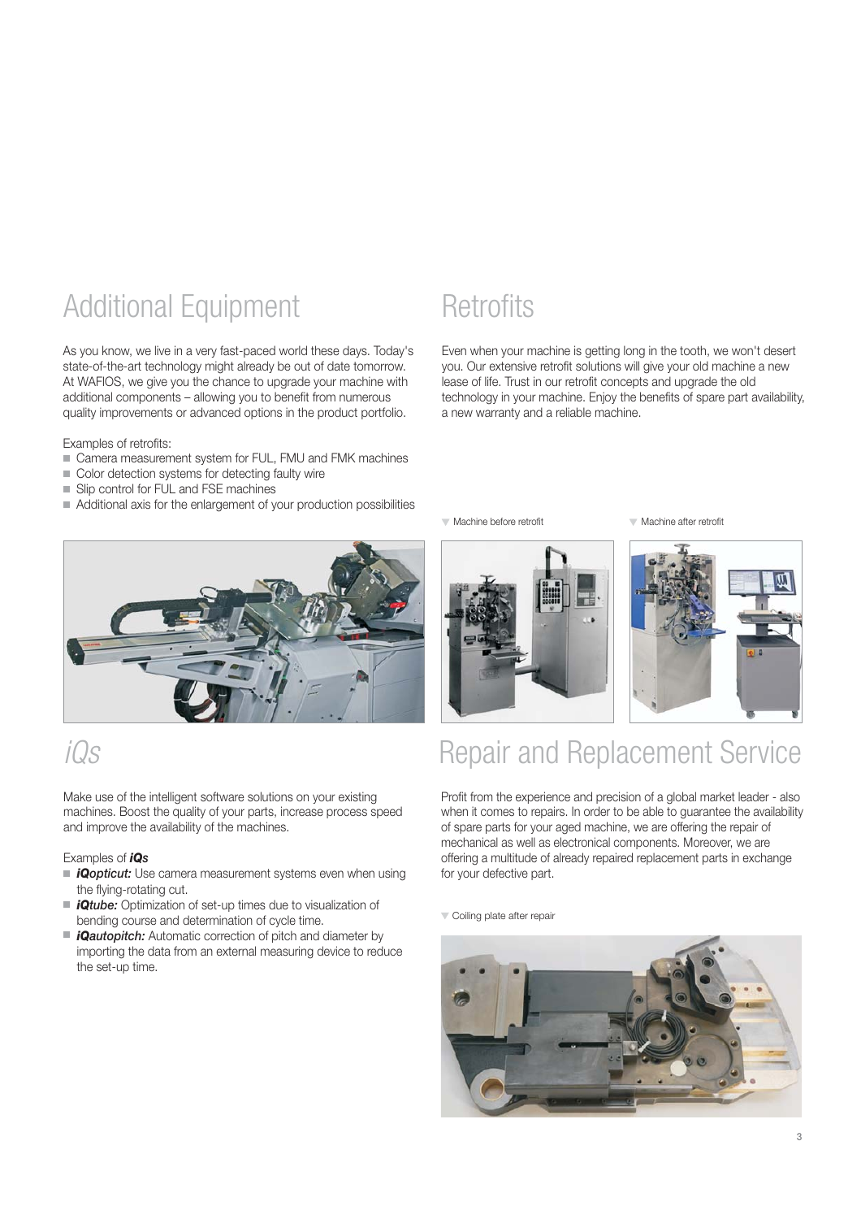## Additional Equipment

As you know, we live in a very fast-paced world these days. Today's state-of-the-art technology might already be out of date tomorrow. At WAFIOS, we give you the chance to upgrade your machine with additional components – allowing you to benefit from numerous quality improvements or advanced options in the product portfolio.

Examples of retrofits:

- Camera measurement system for FUL, FMU and FMK machines
- Color detection systems for detecting faulty wire
- Slip control for FUL and FSE machines
- Additional axis for the enlargement of your production possibilities

## *iQs*

Make use of the intelligent software solutions on your existing machines. Boost the quality of your parts, increase process speed and improve the availability of the machines.

Examples of ***iQs***

- ***iQopticut:*** Use camera measurement systems even when using the flying-rotating cut.
- ***iQtube:*** Optimization of set-up times due to visualization of bending course and determination of cycle time.
- ***iQautopitch:*** Automatic correction of pitch and diameter by importing the data from an external measuring device to reduce the set-up time.

## Retrofits

Even when your machine is getting long in the tooth, we won't desert you. Our extensive retrofit solutions will give your old machine a new lease of life. Trust in our retrofit concepts and upgrade the old technology in your machine. Enjoy the benefits of spare part availability, a new warranty and a reliable machine.

Machine before retrofit

Machine after retrofit

## Repair and Replacement Service

Profit from the experience and precision of a global market leader - also when it comes to repairs. In order to be able to guarantee the availability of spare parts for your aged machine, we are offering the repair of mechanical as well as electronical components. Moreover, we are offering a multitude of already repaired replacement parts in exchange for your defective part.

Coiling plate after repair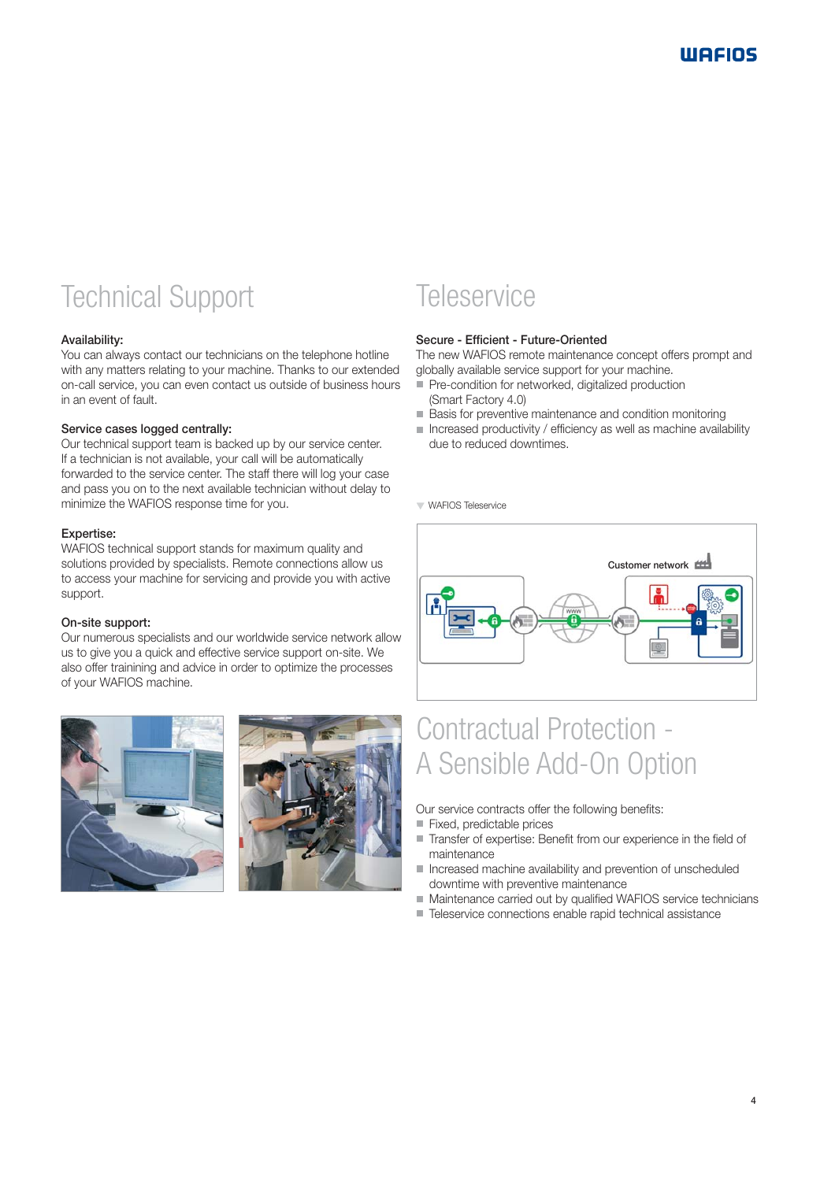## Technical Support

**Availability:**
You can always contact our technicians on the telephone hotline with any matters relating to your machine. Thanks to our extended on-call service, you can even contact us outside of business hours in an event of fault.

**Service cases logged centrally:**
Our technical support team is backed up by our service center. If a technician is not available, your call will be automatically forwarded to the service center. The staff there will log your case and pass you on to the next available technician without delay to minimize the WAFIOS response time for you.

**Expertise:**
WAFIOS technical support stands for maximum quality and solutions provided by specialists. Remote connections allow us to access your machine for servicing and provide you with active support.

**On-site support:**
Our numerous specialists and our worldwide service network allow us to give you a quick and effective service support on-site. We also offer trainining and advice in order to optimize the processes of your WAFIOS machine.

## Teleservice

**Secure - Efficient - Future-Oriented**
The new WAFIOS remote maintenance concept offers prompt and globally available service support for your machine.

- Pre-condition for networked, digitalized production (Smart Factory 4.0)
- Basis for preventive maintenance and condition monitoring
- Increased productivity / efficiency as well as machine availability due to reduced downtimes.

WAFIOS Teleservice

Customer network

## Contractual Protection - A Sensible Add-On Option

Our service contracts offer the following benefits:

- Fixed, predictable prices
- Transfer of expertise: Benefit from our experience in the field of maintenance
- Increased machine availability and prevention of unscheduled downtime with preventive maintenance
- Maintenance carried out by qualified WAFIOS service technicians
- Teleservice connections enable rapid technical assistance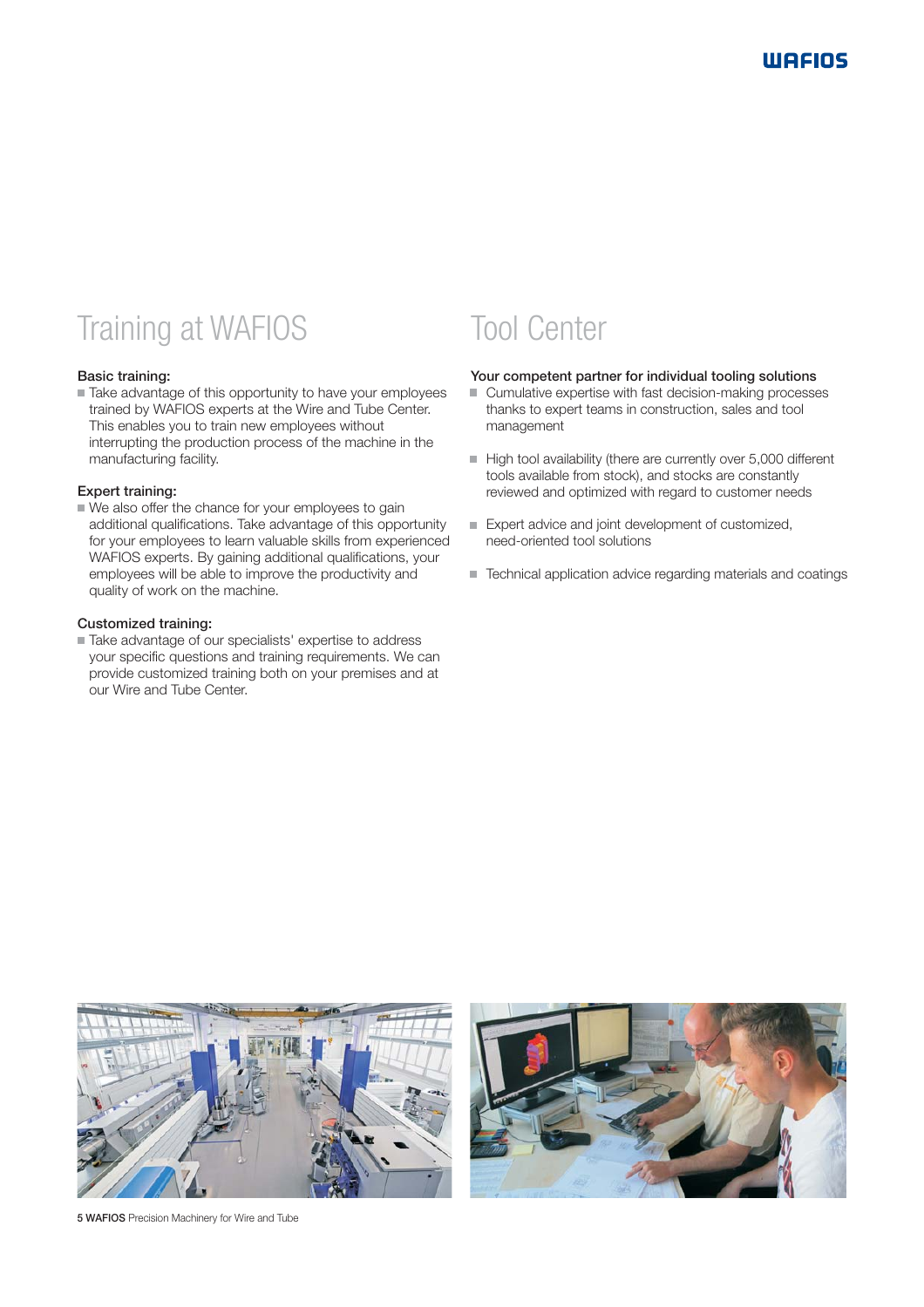# Training at WAFIOS

**Basic training:**

- Take advantage of this opportunity to have your employees trained by WAFIOS experts at the Wire and Tube Center. This enables you to train new employees without interrupting the production process of the machine in the manufacturing facility.

**Expert training:**

- We also offer the chance for your employees to gain additional qualifications. Take advantage of this opportunity for your employees to learn valuable skills from experienced WAFIOS experts. By gaining additional qualifications, your employees will be able to improve the productivity and quality of work on the machine.

**Customized training:**

- Take advantage of our specialists' expertise to address your specific questions and training requirements. We can provide customized training both on your premises and at our Wire and Tube Center.

# Tool Center

**Your competent partner for individual tooling solutions**

- Cumulative expertise with fast decision-making processes thanks to expert teams in construction, sales and tool management
- High tool availability (there are currently over 5,000 different tools available from stock), and stocks are constantly reviewed and optimized with regard to customer needs
- Expert advice and joint development of customized, need-oriented tool solutions
- Technical application advice regarding materials and coatings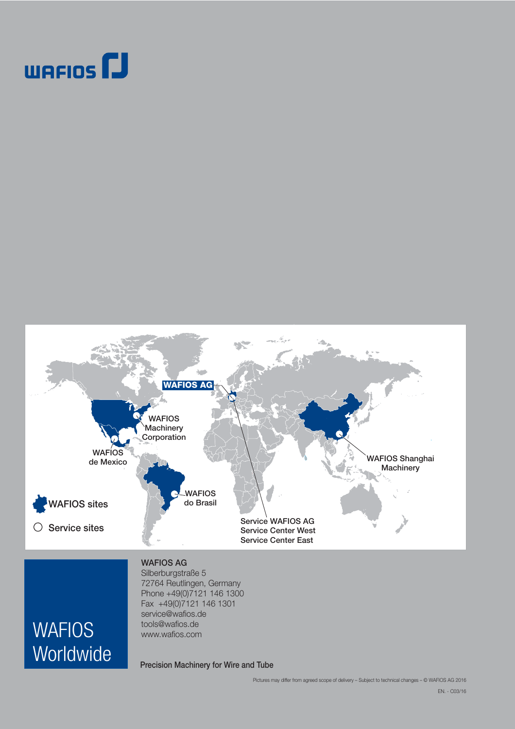WAFIOS

WAFIOS AG

WAFIOS Machinery Corporation

WAFIOS de Mexico

WAFIOS Shanghai Machinery

WAFIOS do Brasil

WAFIOS sites

Service sites

Service WAFIOS AG
Service Center West
Service Center East

# WAFIOS Worldwide

**WAFIOS AG**
Silberburgstraße 5
72764 Reutlingen, Germany
Phone +49(0)7121 146 1300
Fax +49(0)7121 146 1301
service@wafios.de
tools@wafios.de
www.wafios.com

Precision Machinery for Wire and Tube

Pictures may differ from agreed scope of delivery – Subject to technical changes – © WAFIOS AG 2016

EN. - C03/16